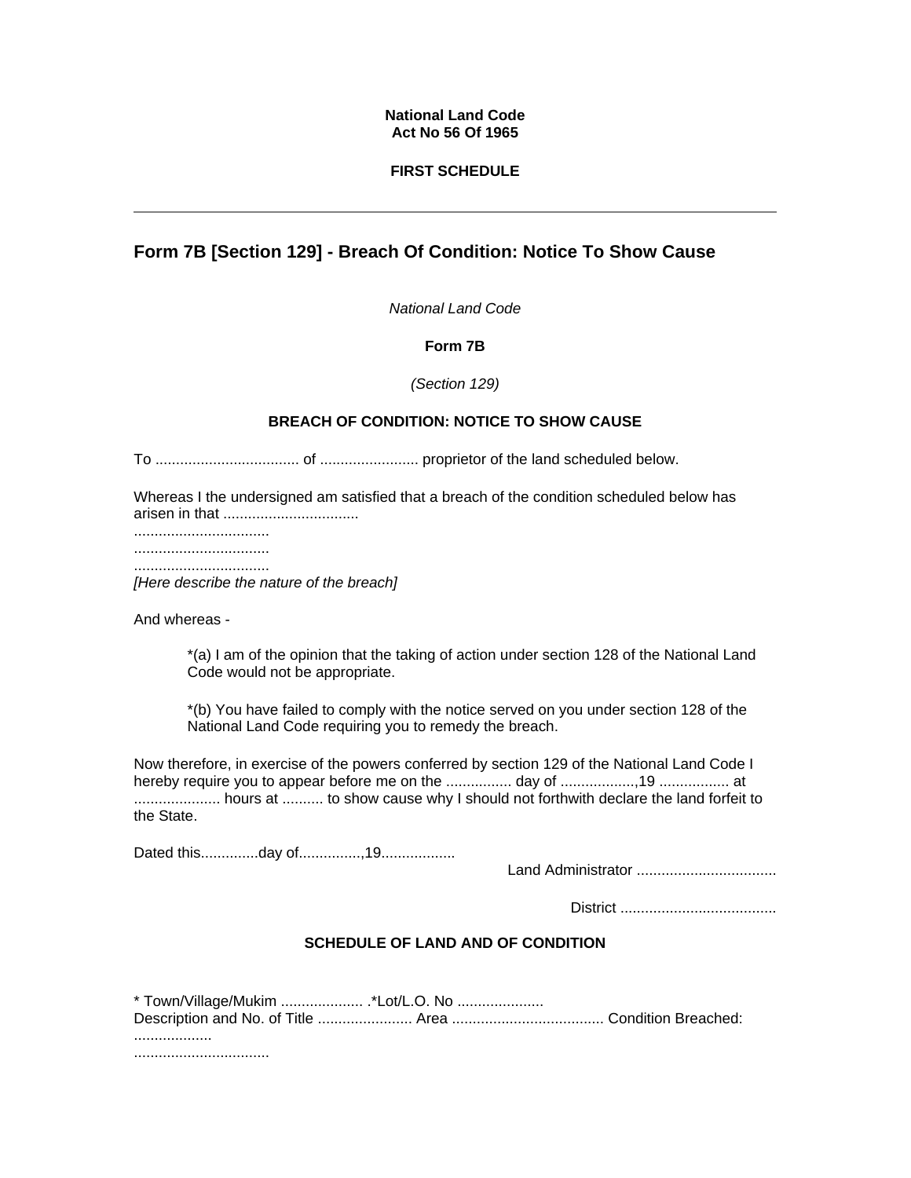**National Land Code**
**Act No 56 Of 1965**

**FIRST SCHEDULE**

---

## Form 7B [Section 129] - Breach Of Condition: Notice To Show Cause

*National Land Code*

**Form 7B**

*(Section 129)*

**BREACH OF CONDITION: NOTICE TO SHOW CAUSE**

To .................................. of ........................ proprietor of the land scheduled below.

Whereas I the undersigned am satisfied that a breach of the condition scheduled below has arisen in that ................................
................................
................................
................................
*[Here describe the nature of the breach]*

And whereas -

> *(a) I am of the opinion that the taking of action under section 128 of the National Land Code would not be appropriate.
>
> *(b) You have failed to comply with the notice served on you under section 128 of the National Land Code requiring you to remedy the breach.

Now therefore, in exercise of the powers conferred by section 129 of the National Land Code I hereby require you to appear before me on the ................ day of ..................,19 ................. at ..................... hours at .......... to show cause why I should not forthwith declare the land forfeit to the State.

Dated this.............day of...............,19.................

Land Administrator ..................................

District ......................................

**SCHEDULE OF LAND AND OF CONDITION**

* Town/Village/Mukim .................... .*Lot/L.O. No .....................
Description and No. of Title ....................... Area ..................................... Condition Breached:
...................
.................................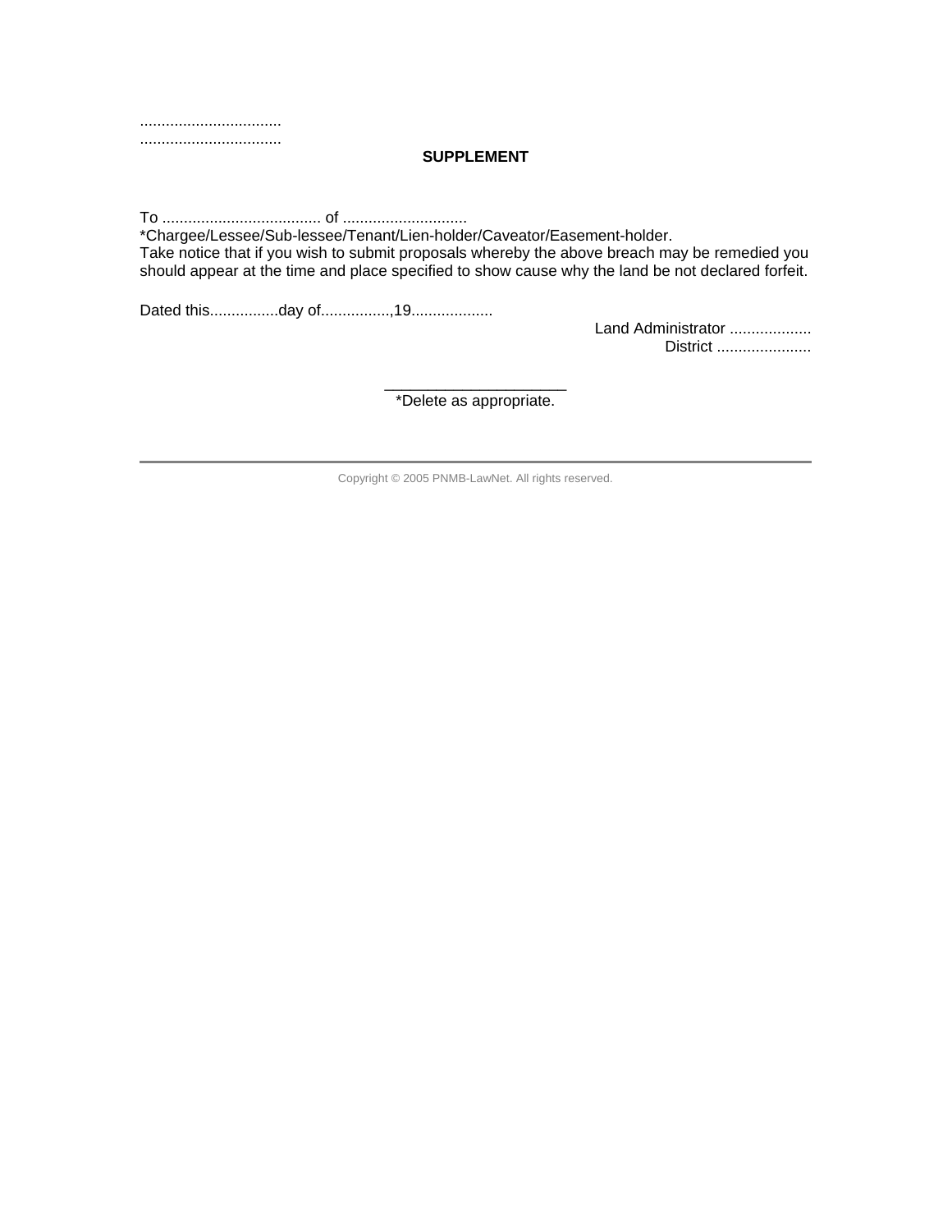.................................
.................................

**SUPPLEMENT**

To ..................................... of .............................
*Chargee/Lessee/Sub-lessee/Tenant/Lien-holder/Caveator/Easement-holder.
Take notice that if you wish to submit proposals whereby the above breach may be remedied you should appear at the time and place specified to show cause why the land be not declared forfeit.

Dated this................day of................,19...................

Land Administrator ...................
District ......................

______________________
*Delete as appropriate.